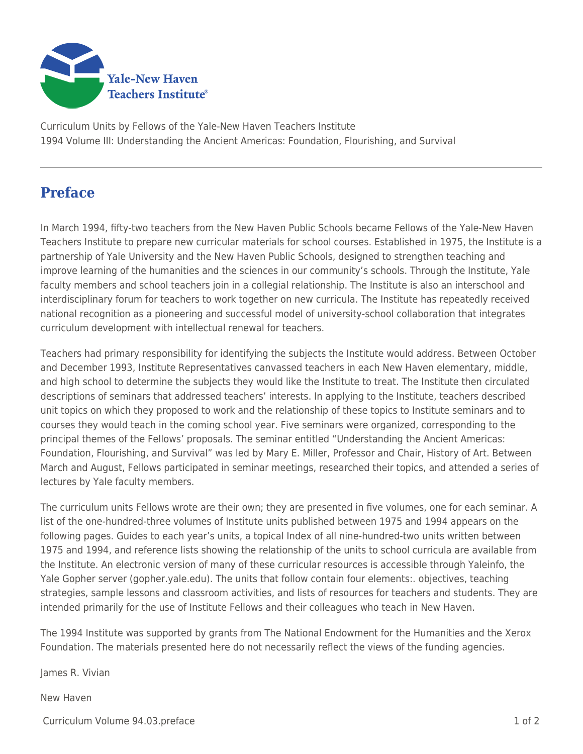Curriculum Units by Fellows of the Yale-New Haven Teachers Institute
1994 Volume III: Understanding the Ancient Americas: Foundation, Flourishing, and Survival

# Preface

In March 1994, fifty-two teachers from the New Haven Public Schools became Fellows of the Yale-New Haven Teachers Institute to prepare new curricular materials for school courses. Established in 1975, the Institute is a partnership of Yale University and the New Haven Public Schools, designed to strengthen teaching and improve learning of the humanities and the sciences in our community's schools. Through the Institute, Yale faculty members and school teachers join in a collegial relationship. The Institute is also an interschool and interdisciplinary forum for teachers to work together on new curricula. The Institute has repeatedly received national recognition as a pioneering and successful model of university-school collaboration that integrates curriculum development with intellectual renewal for teachers.

Teachers had primary responsibility for identifying the subjects the Institute would address. Between October and December 1993, Institute Representatives canvassed teachers in each New Haven elementary, middle, and high school to determine the subjects they would like the Institute to treat. The Institute then circulated descriptions of seminars that addressed teachers' interests. In applying to the Institute, teachers described unit topics on which they proposed to work and the relationship of these topics to Institute seminars and to courses they would teach in the coming school year. Five seminars were organized, corresponding to the principal themes of the Fellows' proposals. The seminar entitled "Understanding the Ancient Americas: Foundation, Flourishing, and Survival" was led by Mary E. Miller, Professor and Chair, History of Art. Between March and August, Fellows participated in seminar meetings, researched their topics, and attended a series of lectures by Yale faculty members.

The curriculum units Fellows wrote are their own; they are presented in five volumes, one for each seminar. A list of the one-hundred-three volumes of Institute units published between 1975 and 1994 appears on the following pages. Guides to each year's units, a topical Index of all nine-hundred-two units written between 1975 and 1994, and reference lists showing the relationship of the units to school curricula are available from the Institute. An electronic version of many of these curricular resources is accessible through Yaleinfo, the Yale Gopher server (gopher.yale.edu). The units that follow contain four elements:. objectives, teaching strategies, sample lessons and classroom activities, and lists of resources for teachers and students. They are intended primarily for the use of Institute Fellows and their colleagues who teach in New Haven.

The 1994 Institute was supported by grants from The National Endowment for the Humanities and the Xerox Foundation. The materials presented here do not necessarily reflect the views of the funding agencies.

James R. Vivian

New Haven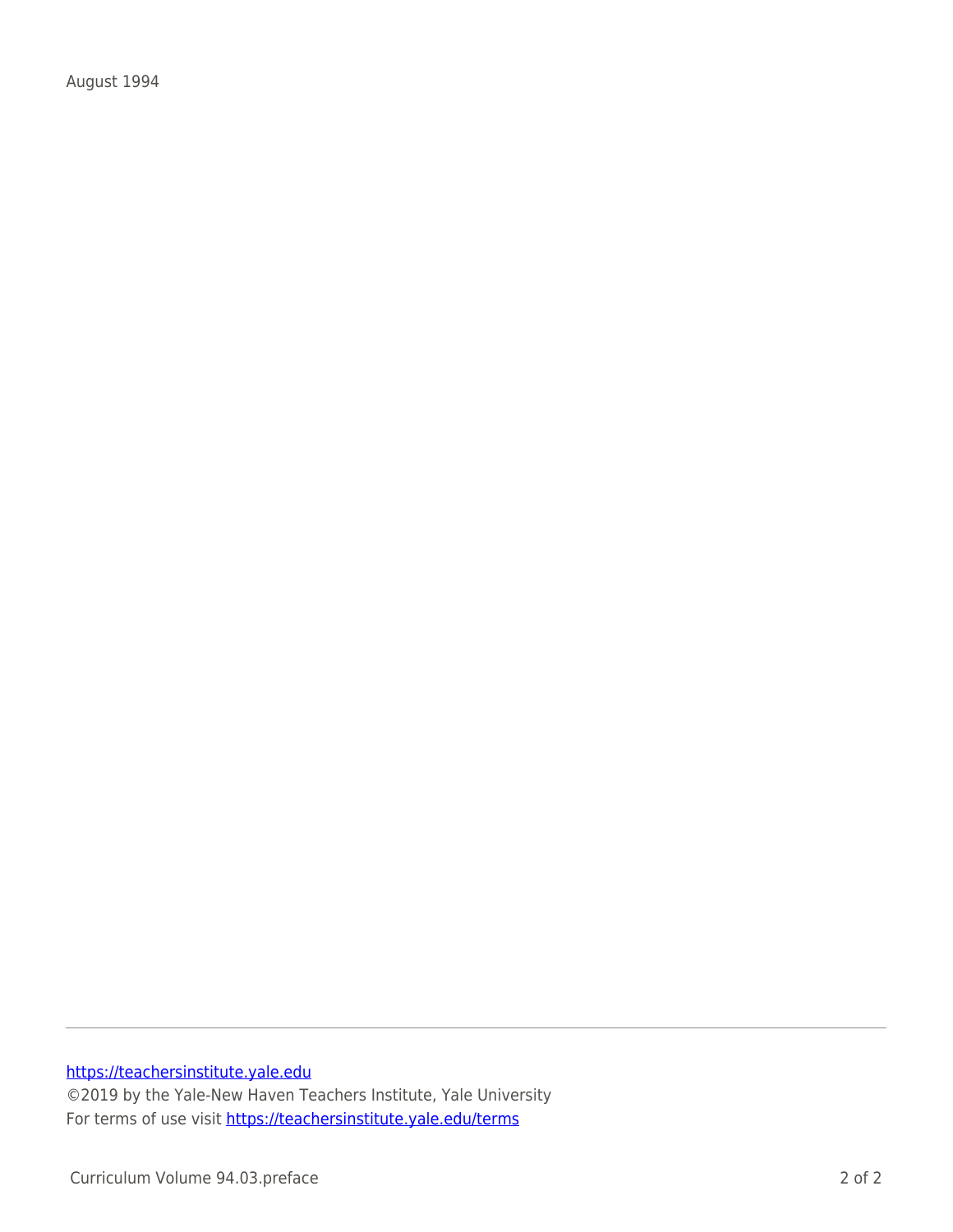August 1994